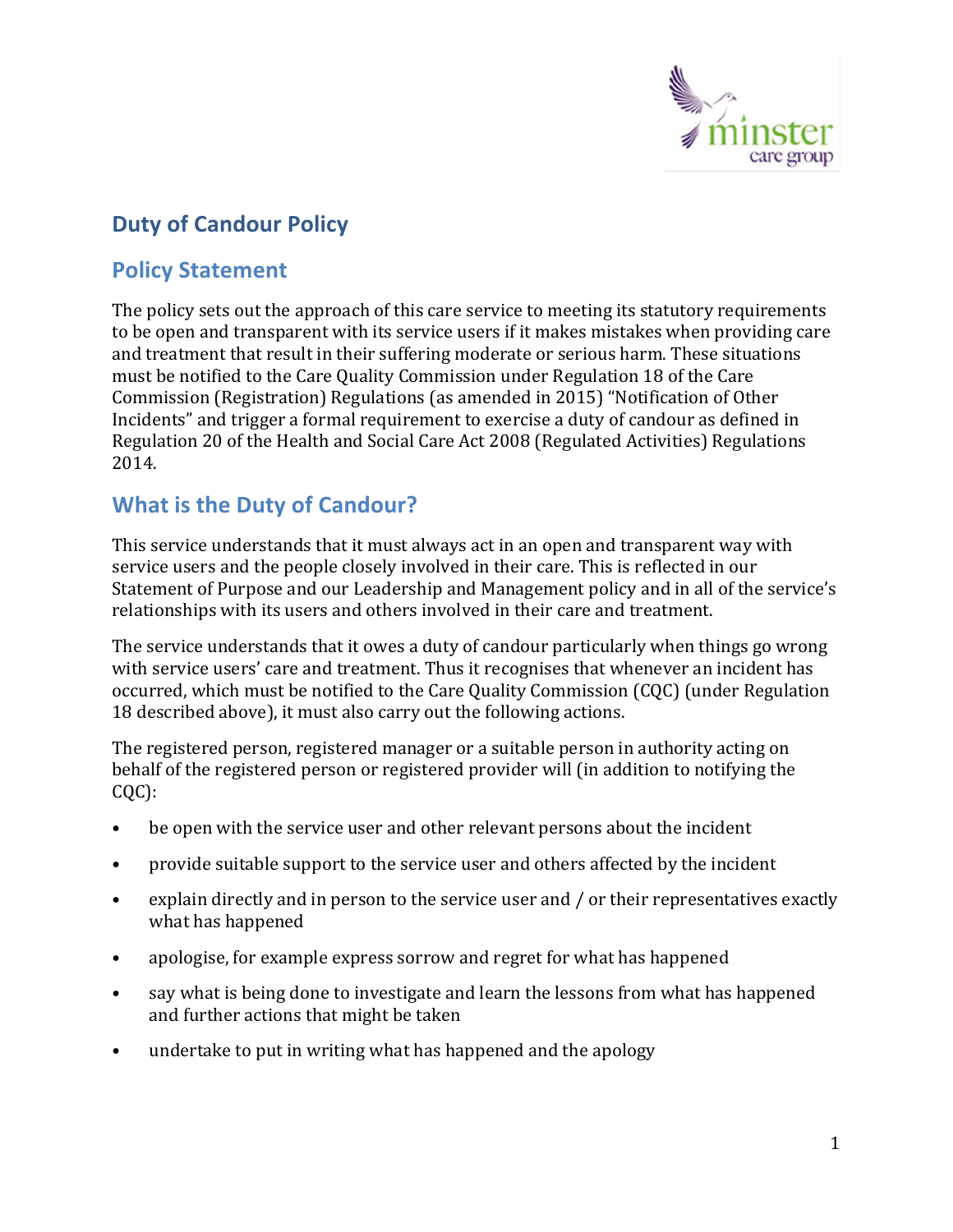# Duty of Candour Policy

## Policy Statement

The policy sets out the approach of this care service to meeting its statutory requirements to be open and transparent with its service users if it makes mistakes when providing care and treatment that result in their suffering moderate or serious harm. These situations must be notified to the Care Quality Commission under Regulation 18 of the Care Commission (Registration) Regulations (as amended in 2015) "Notification of Other Incidents" and trigger a formal requirement to exercise a duty of candour as defined in Regulation 20 of the Health and Social Care Act 2008 (Regulated Activities) Regulations 2014.

## What is the Duty of Candour?

This service understands that it must always act in an open and transparent way with service users and the people closely involved in their care. This is reflected in our Statement of Purpose and our Leadership and Management policy and in all of the service's relationships with its users and others involved in their care and treatment.

The service understands that it owes a duty of candour particularly when things go wrong with service users' care and treatment. Thus it recognises that whenever an incident has occurred, which must be notified to the Care Quality Commission (CQC) (under Regulation 18 described above), it must also carry out the following actions.

The registered person, registered manager or a suitable person in authority acting on behalf of the registered person or registered provider will (in addition to notifying the CQC):

- be open with the service user and other relevant persons about the incident
- provide suitable support to the service user and others affected by the incident
- explain directly and in person to the service user and / or their representatives exactly what has happened
- apologise, for example express sorrow and regret for what has happened
- say what is being done to investigate and learn the lessons from what has happened and further actions that might be taken
- undertake to put in writing what has happened and the apology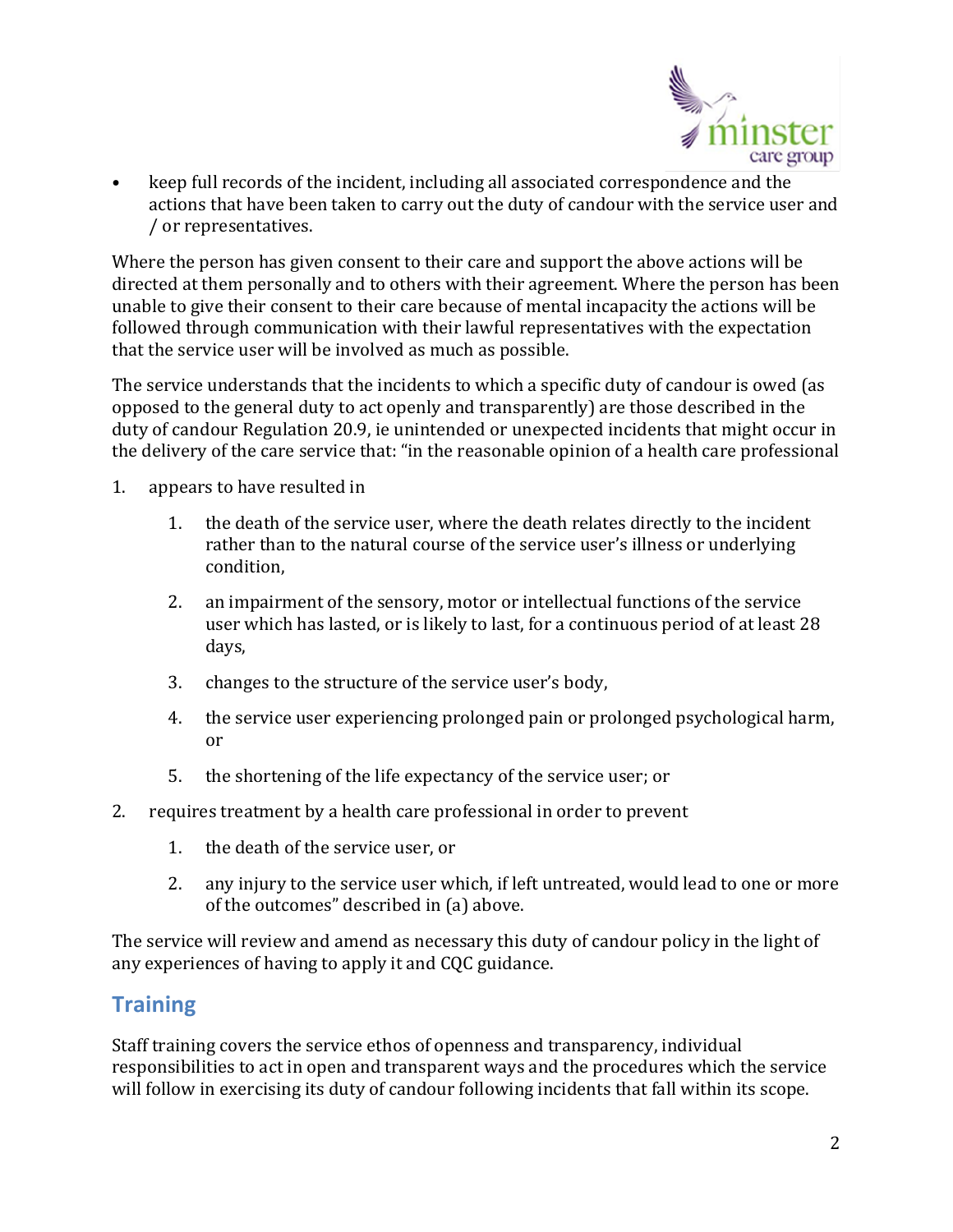- keep full records of the incident, including all associated correspondence and the actions that have been taken to carry out the duty of candour with the service user and / or representatives.

Where the person has given consent to their care and support the above actions will be directed at them personally and to others with their agreement. Where the person has been unable to give their consent to their care because of mental incapacity the actions will be followed through communication with their lawful representatives with the expectation that the service user will be involved as much as possible.

The service understands that the incidents to which a specific duty of candour is owed (as opposed to the general duty to act openly and transparently) are those described in the duty of candour Regulation 20.9, ie unintended or unexpected incidents that might occur in the delivery of the care service that: "in the reasonable opinion of a health care professional

1. appears to have resulted in
    1. the death of the service user, where the death relates directly to the incident rather than to the natural course of the service user's illness or underlying condition,
    2. an impairment of the sensory, motor or intellectual functions of the service user which has lasted, or is likely to last, for a continuous period of at least 28 days,
    3. changes to the structure of the service user's body,
    4. the service user experiencing prolonged pain or prolonged psychological harm, or
    5. the shortening of the life expectancy of the service user; or
2. requires treatment by a health care professional in order to prevent
    1. the death of the service user, or
    2. any injury to the service user which, if left untreated, would lead to one or more of the outcomes" described in (a) above.

The service will review and amend as necessary this duty of candour policy in the light of any experiences of having to apply it and CQC guidance.

## Training

Staff training covers the service ethos of openness and transparency, individual responsibilities to act in open and transparent ways and the procedures which the service will follow in exercising its duty of candour following incidents that fall within its scope.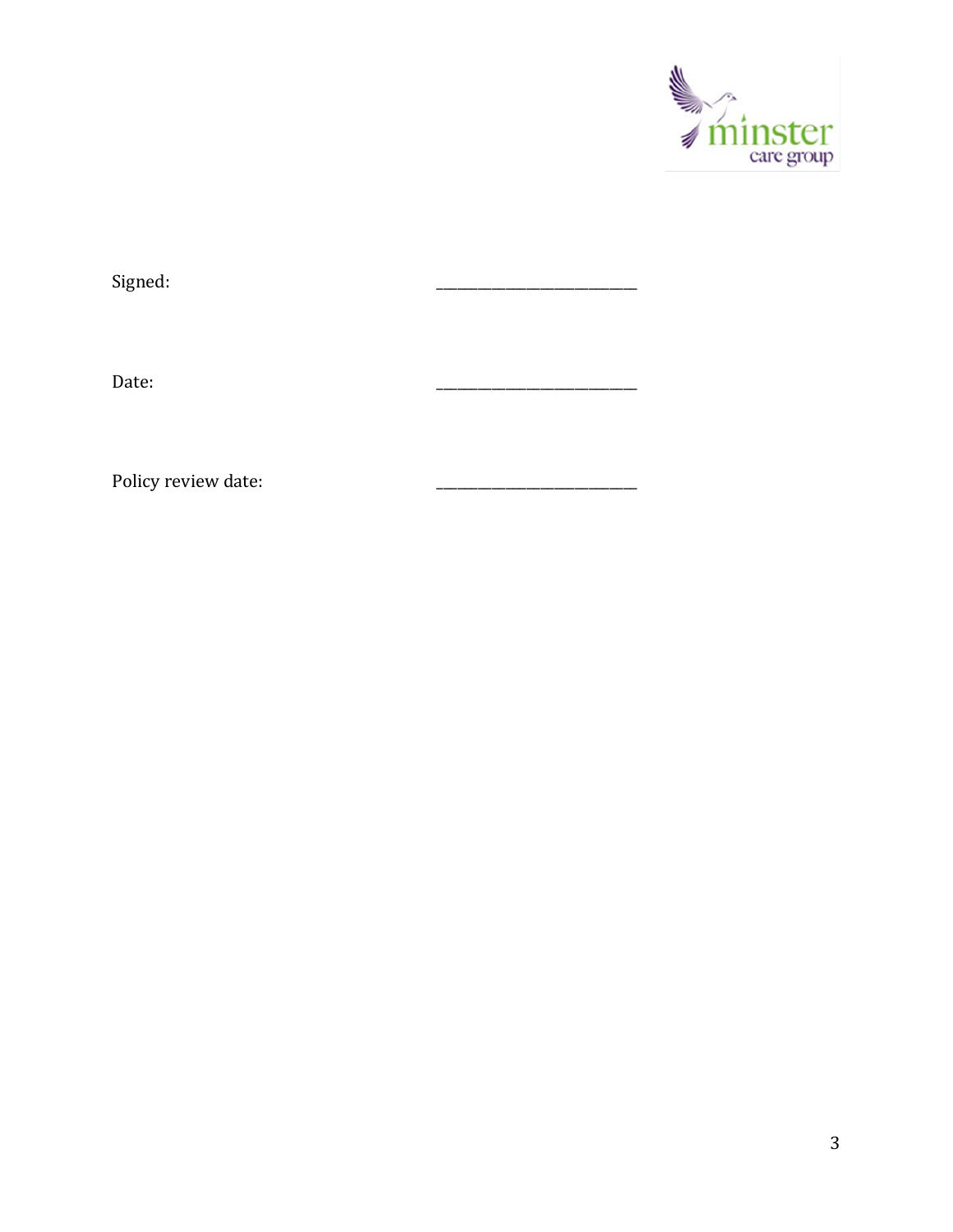Signed: \_\_\_\_\_\_\_\_\_\_\_\_\_\_\_\_\_\_\_\_\_\_\_\_\_\_

Date: \_\_\_\_\_\_\_\_\_\_\_\_\_\_\_\_\_\_\_\_\_\_\_\_\_\_

Policy review date: \_\_\_\_\_\_\_\_\_\_\_\_\_\_\_\_\_\_\_\_\_\_\_\_\_\_